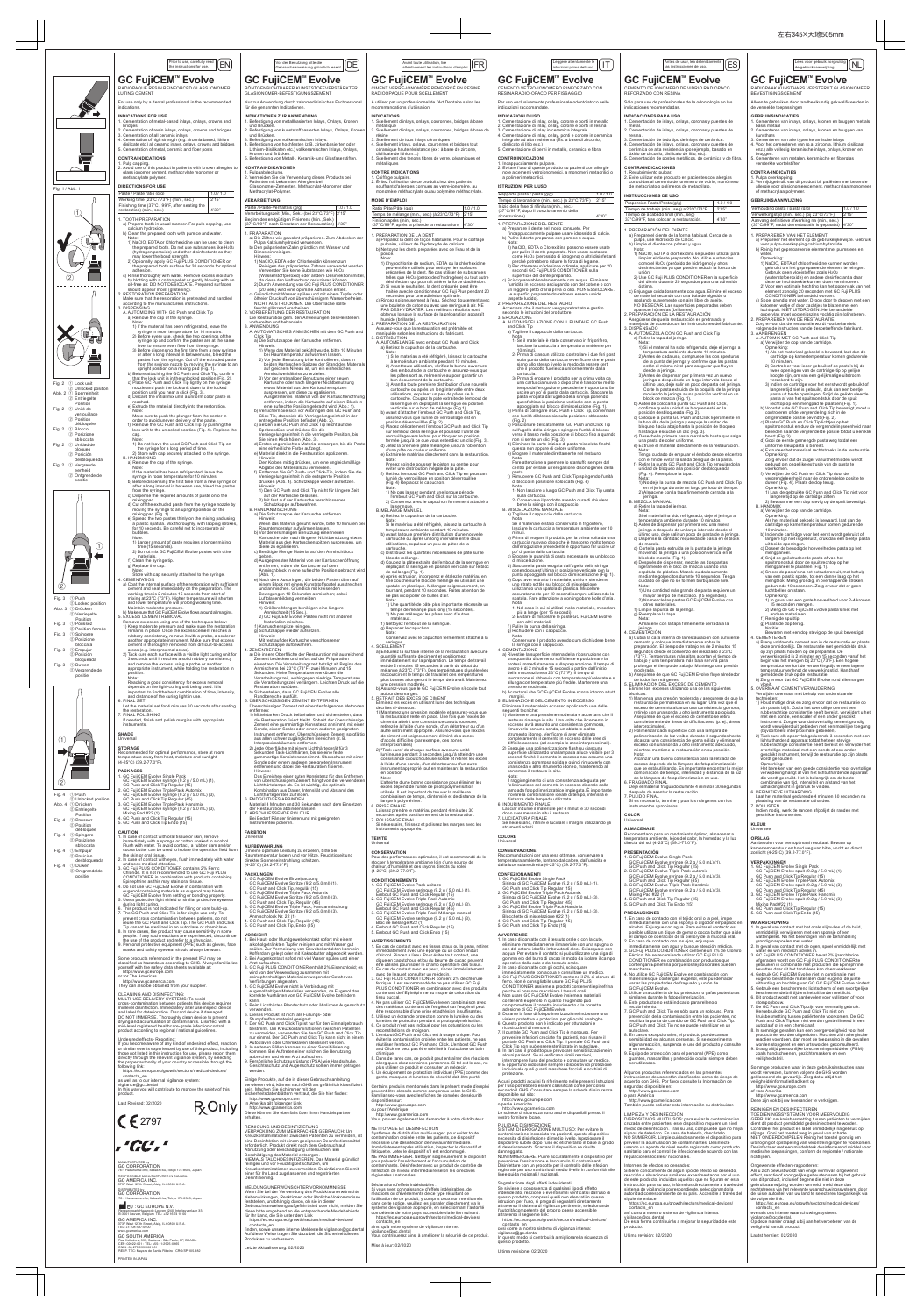# GC FujiCEM™ Evolve

RADIOPAQUE RESIN REINFORCED GLASS IONOMER LUTING CEMENT

For use only by a dental professional in the recommended indications.

## INDICATIONS FOR USE

1. Cementation of metal-based inlays, onlays, crowns and bridges
2. Cementation of resin inlays, onlays, crowns and bridges
3. Cementation of all ceramic inlays
4. Cementation of high strength (e.g. zirconia based, lithium disilicate etc.) all ceramic inlays, onlays, crowns and bridges
5. Cementation of metal, ceramic and fiber posts

## CONTRAINDICATIONS

1. Pulp capping.
2. Avoid use of this product in patients with known allergies to glass ionomer cement, methacrylate monomer or methacrylate polymer.

## DIRECTIONS FOR USE

| Paste / Paste ratio (g/g) | 1.0 / 1.0 |
|---|---|
| Working time (23°C (73.4°F)) (min., sec.) | 2'15" |
| Finishing time (37°C (98.6°F)) after seating the restoration (min., sec.) | 4'30" |

### 1. TOOTH PREPARATION

a) Prepare tooth in usual manner. For pulp capping, use calcium hydroxide.

b) Clean the prepared tooth with pumice and water.

Note:
1) NaOCl, EDTA or Chlorhexidine can be used to clean the prepared tooth. Do not use substances like $H_2O_2$ (hydrogen peroxide) and other disinfectants as they may lower the bond strength.
2) Optionally, apply GC Fuji PLUS CONDITIONER on the prepared tooth surface for 20 seconds for optimal adhesion.

c) Rinse thoroughly with water. Remove excess moisture by blotting with a cotton pellet or gently blowing with an oil-free air. DO NOT DESICCATE. Prepared surfaces should appear moist (glistening).

### 2. RESTORATION PREPARATION

Make sure that the restoration is pretreated and handled according to the manufacturer instructions.

### 3. DISPENSING

#### A. AUTOMIXING WITH GC Push and Click Tip

a) Remove the cap of the syringe.

Note:
1) If the material has been refrigerated, leave the syringe in room temperature for 10 minutes.
2) Before every use, check the two openings of the syringe tip and confirm the pastes are at the same level to ensure even flow from the syringe.
3) Before attaching the Push and Click Tip, dispense a small amount to confirm both pastes come from the syringe. Cut off the extruded paste from the syringe nozzle by moving the syringe to an upright position on a mixing pad (Fig. 1).

b) Before attaching the GC Push and Click Tip, confirm that the lock unit is in the unlocked position (Fig. 2).

c) Place GC Push and Click Tip tightly on the syringe nozzle and push the lock unit down to the locked position until you hear a click (Fig. 3).

d) Discard the initial mix until a uniform color paste is reached.

e) Extrude the material directly into the restoration.

Note:
Make sure to push the plunger from the center in order to avoid uneven delivery of the paste.

f) Remove the GC Push and Click Tip by pushing the lock unit to the unlocked position (Fig. 4). Replace the cap.

Note:
1) Do not leave the used GC Push and Click Tip on the syringe for a long period of time.
2) Store with cap securely attached to the syringe.

#### B. HANDMIXING

a) Remove the cap of the syringe.

Note:
1) If the material has been refrigerated, leave the syringe in room temperature for 10 minutes.
2) Before dispensing the first time from a new syringe or after a long interval in between use, bleed the pastes from the syringe.

b) Dispense the required amounts of pastes onto the mixing pad.

c) Cut off the extruded paste from the syringe nozzle by moving the syringe to an upright position on the mixing pad (Fig. 1).

d) Spread the two pastes thinly on the mixing pad using a plastic spatula. Mix thoroughly, with tapping strokes, for 10 seconds. Be careful not to incorporate air bubbles.

Mixing time:
1) Large amount of paste requires a longer mixing time (15 seconds).
2) Do not mix GC Fuji PLUS Evolve pastes with other materials.

e) Clean the syringe tip.

f) Replace the cap.

Note:
Store with cap securely attached to the syringe.

### 4. CEMENTATION

a) Coat the internal surface of the restoration with sufficient cement and seat immediately on the preparation. The working time is 2 minutes 15 seconds from start of mixing at 23°C (73.4°F). Higher temperature will shorten and lower temperature will prolong working time.

b) Maintain moderate pressure.

c) Make sure that GC FujiCEM Evolve flows around all margins.

### 5. EXCESS CEMENT REMOVAL

Remove excesses using one of the techniques below:

1) Keep moderate pressure and make sure the restoration remains in place. Once the excess cement reaches a rubbery consistency, remove it with a probe, a scaler or another appropriate instrument. Make sure that excess cement is thoroughly removed from difficult to access areas (e.g. interproximal areas).

2) Tack cure each surface with a visible light curing unit for 2 seconds until it reaches a rubbery consistency, and remove the excess using a probe or another appropriate instrument, while holding the restoration in position.

Note:
Reaching a good consistency for excess removal depends on the light curing unit being used. It is important to find the best combination of time, intensity and distance of the curing light in use.

### 6. FINAL SET

Let the material set for 4 minutes 30 seconds after seating the restoration.

### 7. FINAL POLISHING

If needed, finish and polish margins with appropriate instruments.

## SHADE

Universal

## STORAGE

Recommended for optimal performance, store at room temperature away from heat, moisture and sunlight (4-25°C) (39.2-77.0°F).

## PACKAGES

1. GC FujiCEM Evolve Single Pack
   GC FujiCEM Evolve syringe (9.2 g / 5.0 mL) (1), GC Push and Click Tip Regular (15)
2. GC FujiCEM Evolve Triple Pack Automix
   GC FujiCEM Evolve syringe (9.2 g / 5.0 mL) (3), GC Push and Click Tip Regular (45)
3. GC FujiCEM Evolve Triple Pack Handmix
   GC FujiCEM Evolve syringe (9.2 g / 5.0 mL) (3), Mixing Pad #22 (1)
4. GC Push and Click Tip Regular (60)
5. GC Push and Click Tip Endo (15)

## CAUTION

1. In case of contact with oral tissue or skin, remove immediately with a sponge or cotton soaked in alcohol. Flush with water. To avoid contact, a rubber dam and/or cocoa butter can be used to isolate the operation field from the skin or oral tissue.
2. In case of contact with eyes, flush immediately with water and seek medical attention.
3. GC Fuji PLUS CONDITIONER contains 2% Ferric Chloride. It is not recommended to use GC Fuji PLUS CONDITIONER in combination with products containing Epinephrine as this may stain oral tissue.
4. Do not use GC FujiCEM Evolve in combination with eugenol containing materials as eugenol may hinder GC FujiCEM Evolve from setting or bonding properly.
5. Use a protective light shield or similar protective eyewear during light curing.
6. This product is not indicated for filling or core build-up.
7. The GC Push and Click Tip is for single use only.
8. To prevent cross contamination between patients, do not reuse the GC Push and Click Tip. The GC Push and Click Tip cannot be sterilized as autoclave or chemiclave.
9. In rare cases, the product may cause sensitivity in some people. If any such reactions are experienced, discontinue the use of the product and refer to a physician.
10. Personal protective equipment (PPE) such as gloves, face masks and safety eyewear should always be worn.

Some products referenced in the present IFU may be classified as hazardous according to GHS. Always familiarize yourself with the safety data sheets available at:
http://www.gceurope.com
or for The Americas
http://www.gcamerica.com
They can also be obtained from your supplier.

## CLEANING AND DISINFECTING:

MULTI-USE DELIVERY SYSTEMS: To avoid cross-contamination between patients this device requires midlevel disinfection. Immediately after use inspect device and label for deterioration. Discard device if damaged. DO NOT IMMERSE. Thoroughly clean device to prevent drying and accumulation of contaminants. Disinfect with a mid-level registered healthcare grade infection control product according to regional/ national guidelines.

Undesired effects - Reporting:

If you become aware of any kind of undesired effect, reaction or similar events experienced by use of this product, including those not listed in this instruction for use, please report them directly through the relevant vigilance system, by selecting the proper authority of your country accessible through the following link:
https://ec.europa.eu/growth/sectors/medical-devices/contacts_en
as well as to our internal vigilance system: vigilance@gc.dental
In this way you will contribute to improve the safety of this product.

Last Revised: 02/2023

2797

Rx Only

MANUFACTURED by
GC CORPORATION
76-1 Hasunuma-cho, Itabashi-ku, Tokyo 174-8585, Japan

RESPONSIBLE MANUFACTURER in Canada
GC AMERICA INC.
3737 West 127th Street, Alsip, IL 60803 U.S.A.

GC CORPORATION
76-1 Hasunuma-cho, Itabashi-ku, Tokyo 174-8585, Japan

EC REP GC EUROPE N.V.
Researchpark Haasrode-Leuven 1240, Interleuvenlaan 33, B-3001 Leuven, Belgium, TEL: +32 16 74 10 00

GC AMERICA INC.
3737 West 127th Street, Alsip, IL 60803 U.S.A.
TEL: +1-708-597-0900
www.gcamerica.com

GC SOUTH AMERICA

PRINTED IN JAPAN

---

# GC FujiCEM™ Evolve

RÖNTGENSICHTBARER KUNSTSTOFFVERSTÄRKTER GLASIONOMER-BEFESTIGUNGSZEMENT

---

# GC FujiCEM™ Evolve

CIMENT VERRE IONOMÈRE RENFORCÉ EN RÉSINE RADIO-OPAQUE POUR SCELLEMENT

---

# GC FujiCEM™ Evolve

CEMENTO VETRO-IONOMERO RINFORZATO CON RESINA RADIO-OPACO PER FISSAGGIO

---

# GC FujiCEM™ Evolve

CEMENTO DE IONÓMERO DE VIDRIO RADIOPACO REFORZADO CON RESINA

---

# GC FujiCEM™ Evolve

RADIOPAKE KUNSTHARS VERSTERKT GLASIONOMEER BEVESTIGINGSCEMENT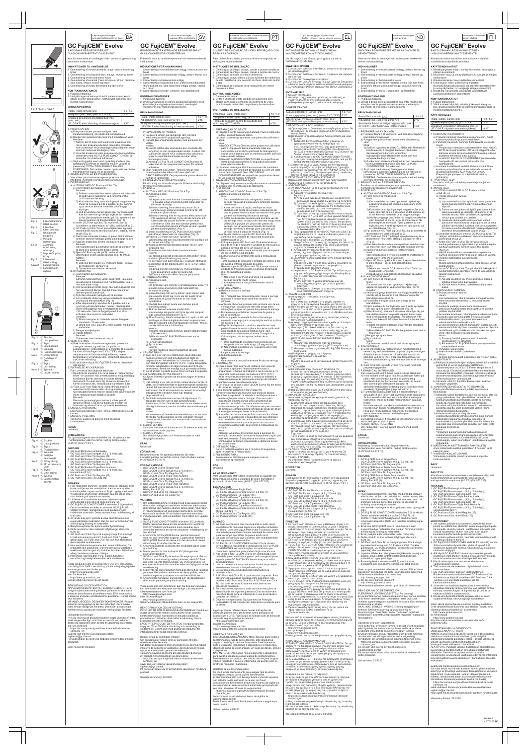# GC FujiCEM™ Evolve

Læs brugsanvisningen omhyggeligt igennem før brug. **DA**

## RADIOPAKE RESINFORSTÆRKET GLASIONOMER-RETENTIONSCEMENT

Kun til anvendelse af tandlæger til de i denne brugsanvisning beskrevne indikationer.

### INDIKATIONER TIL ANVENDELSE

1. Cementering af metal-baserede inlays, onlays, kroner og broer
2. Cementering af komposit inlays, onlays, kroner og broer
3. Cementering af helkeramiske inlays
4. Cementering af keramiske kroner (Feks zirkonium, lithium disilicate eller) inlays, onlays, kroner og broer
5. Cementering af metal, keramiske og fiber stifter

### KONTRAINDIKATIONER

1. Pulpaovereksponering.
2. Undgå brugen af dette produkt til patienter med kendt allergi overfor glasionomer, methakrylat monomerer eller methakrylat polymer.

Fig. 1 / Sw. 1 / Kuva 1

### BRUGSANVISNING

| | |
|---|---|
| Pasta/ Pasta forhold (g/g) | 1.0 / 1.0 |
| Arbejdstid (min., sek.) (ved 23°C/73°F) | 2'15" |
| Hærdning og polering må tidligst begynde (min., sek.) (37°C/98°F, efter afblanding af restaureringen) | 4'30" |

1. PREPARATION
 a) Rengør tanden på sædvanligvis. Ved pulpaoverkapning, anvendes kalcium hydroxid.
 b) Rengør den præparerede tand med pimpsten og vand.
 Bemærk:
 1. NaOCl, EDTA eller klorhexidin kan anvendes til at rense den præparerede tand. Brug ikke produkter med hydrogenperoxid ($H_2O_2$) (peroxider) eller andet som kan reducere bindingsstyrken.
 2. Hvis det ønskes kan den præparerede tandoverflade behandles med GC Fuji PLUS CONDITIONER i 20 sekunder, før skyl og tør.
 c) Skyl grundigt med vand og fjern overskydende vand med bomuldspellet eller let luftstrøm. Efterlad tanden fugtig (glinsende). IKKE OVERTØRRE.
 d) Sørg for at fjerne overskydende vand før anbringelse af cementen.
2. PREPARATION AF RESTAURERINGEN
 Vær sikker på at restaureringen er præpareret og renset i henhold til producentens anvisninger.
3. DOSERING
 A. AUTOMIX MED GC Push and Click Tip
 a) Fjern hætten på magasinet.
 Bemærk:
 1) Selvom materialet har været opbevaret i køleskab, så opbevares magasinet ved rumtemperatur i ca 10 minutter før brug.
 2) Kontroller før brug de to åbninger på magasinet og check at niveauet på de 2 pastaer er det samme og at der ikke kommer materiale ud af begge åbninger.
 3) Ved anvendelse første gang eller når magasinet ikke har været brugt længe, trykkes lidt materiale ud før blandespidsen sættes på. Fjern evt. størknet materiale ved åbningerne.
 b) Isæt GC Push og Click Tip mixeren, tryk på indtil den sidder, et klikket høres at blandespidsen sidder fast, 4 på den (fig. 1)
 c) Sæt hætten tilbage efter brug. Den fastgøres på magasinet til næste brug.
 B. HÅNDBLANDING
 a) Fjern hætten på magasinet.
 Bemærk:
 Doser materialet på blandeblok.
 b) Bland i 10 sekunder.
4. CEMENTERING
 a) Dæk indersiden af restaureringen med passende mængde cement, og sæt den på plads på præparationen. Arbejdstiden er 2 minutter 15 sekunder fra start af blandingen ved 23°C (73°F). Højere temperaturer vil forkorte arbejdstiden.
 b) Påfør en let og konstant tryk under afbinding.
5. FJERNELSE AF OVERSKUD
 Fjern overskud ved tagende teknikker.
 1) Gennemføres ved lyspolymerisering, på 2-5 sekunder per flade og fjern overskud. Alternativt (når den er gummiagtig) mens den er blød.
 2) Tack cure: Hvert flade er lyspolymeriseret i 2 sekunder for at opnå gummi-agtig tilstand.
6. ENDELIG HÆRDNING
 Lad materialet afbinde 4 min. 30 sek efter placering af kronen.
7. ENDELIG POLERING
 Fortsæt med færdiggørelse efter afbindingen af cementen.

### FARVE

Universal

### OPBEVARING

For optimale egenskaber anbefales det, at opbevare det i rumtemperatur (4-25°C (39.2-77.0°F)).

### PAKNING

1. GC FujiCEM Evolve enkeltpakke
 GC FujiCEM Evolve sprøjte (9.2 g / 5.0 mL) (1), GC Push and Click Tip Regular (15)
2. GC FujiCEM Evolve Triple Pack Automix
 GC FujiCEM Evolve sprøjte (9.2 g / 5.0 mL) (3), GC Push and Click Tip Regular (45)
3. GC FujiCEM Evolve Triple Pack Handmix
 GC FujiCEM Evolve sprøjte (9.2 g / 5.0 mL) (3), blandeblok #22 (1)
4. GC Push and Click Tip Regular (15)
5. GC Push and Click Tip Endo (15)

### BEMÆRK

1. Hvis materialet kommer i kontakt med oral bløddele eller huden så fjernes det umiddelbart med en vatpind. Skyl med rigeligt vand efter behandlingen.
2. Hvis materialet kommer i øjnene skyl øjnene umiddelbart med rigelig vand og søg lægehjælp.
3. Brug ikke andre cements eller restaureringsmaterialer.
4. Anvend ikke GC FujiCEM Evolve i kombination med produkter som indeholder eugenol.
5. Bær beskyttelse for øjnene under behandlingen.
6. Produktet må ikke anvendes til patienter der er overfølsomme.
7. Anvend handsker (PPE) under behandling.

Nogle produkter som er beskrevet i IFU er evt. klassificeret som farlig i fht GHS. Læs altid op på alle sikkerhedsdatablade her:
http://www.gceurope.com
eller for Amerika
http://www.gcamerica.com
De kan altid rekvireres hos din depot.

RENGØRING OG DESINFEKTION
Magasinet til flergangsbrug: For at undgå krydskontaminering mellem patienterne, skal denne enheden desinficeres på mellemniveau.

Sidst revideret: 02/2020

---

# GC FujiCEM™ Evolve

Läs bruksanvisningen noggrant innan produkten används. **SV**

## RÖNTGENKONTRASTERANDE RESINFÖRSTÄRKT GLASJONOMER FÖR CEMENTERING

Enbart för bruk av tandvårdspersonal vid rekommenderade indikationer.

### INDIKATIONER FÖR ANVÄNDNING

1. Cementering av metallbaserade inlägg, onlays, kronor och broar
2. Cementering av resinbaserade inlägg, onlays, kronor och broar
3. Cementering av helkeramiska inlägg
4. Cementering av hög styrka (t.ex. zirkoniumoxidbaserad, litium disilikat etc.) alla keramiska inlägg, onlays, kronor och broar
5. Cementering av metall-, keramik- och glasfiberstift

### KONTRAINDIKATIONER

1. Pulpaexponering.
2. Undvik användning av denna produkt på patienter med kända allergier mot glasjonomer, metakrylat monomerer eller metakrylat polymerer.

### BRUKSANVISNING

| | |
|---|---|
| Pasta / Pasta ratio (g/g) | 1.0 / 1.0 |
| Arbetstid (min, sek) (vid 23°C/73°F) | 2'15" |
| Stelning/Härdning kan påbörjas (min., sek.) (37°C/98°F efter restaurering placerats) | 4'30" |

1. PREPARATION AV TANDEN
 a) Preparera tanden på sedvanligt sätt. Använd kalciumhydroxid för pulpaöverkappning.
 b) Rengör den preparerade tanden med pimpsten och vatten.
 Notera:
 1. NaOCl, EDTA eller klorhexidin kan användas för rengöring av den preparerade tanden. Använd inte substanser med väteperoxid ($H_2O_2$) då det kan ge en försämrad bindning.
 2. Använd gärna GC Fuji PLUS CONDITIONER under 20 sekunder på den preparerade tanden för optimal adhesion.
 c) Skölj noggrant med vatten. Torka försiktigt med bomullspellet eller blåsa torrt med lätt luft. ÖVERTORKA INTE. Den preparerade ytorna ska vara lätt fuktiga.
2. PREPARATION AV ERSÄTTNINGEN
 Förbered ytan för att ersättningen är förberedd enligt tillverkarens instruktioner.
3. FÖRDELNING
 A. AUTOMIXING MED GC Push and Click Tip
 a) Avlägsna locket.
 Notera:
 1) Låt patronen vara framme i rumstemperatur under 10 minuter innan användning.
 2) Innan användning, kontrollera att pastan är jämn.
 3) Vid första användning eller när patronen inte har använts på ett tag, tryck ut lite pasta för att säkerställa att pastan kommer ut från båda cylindrarna.
 b) Fäst GC Push and Click Tip (fig. 1).
 c) Vid blandning av ökad mängd pasta.
 B. HANDBLANDNING
 a) Avlägsna locket.
 b) Blanda under 10 sekunder.
4. CEMENTERING
 a) Täck den inre ytan av ersättningen med lämplig mängd cement och sätt ersättningen på plats på preparationen. Arbetstiden är 2 minuter 15 sekunder från blandningsstart vid 23°C (73°F).
 b) Håll ett lätt och jämnt tryck under stelningen.
5. AVLÄGSNANDE AV ÖVERSKOTT
 1) Ljushärdning: Belys överskottet 2-5 sekunder per yta.
 2) Alternativt avlägsna överskott i geléfas.
6. SLUTLIG STELNING
 Låt materialet stelna i 4 minuter och 30 sekunder efter att restaurationen satts på plats.
7. SLUTLIG POLERING
 Om nödvändigt, polera och finishera kanterna med lämpligt instrument.

### FÄRG

Universal

### FÖRVARING

Rekommenderas för optimal prestanda, förvaras i rumstemperatur (4-25°C (39.2-77.0°F)).

### FÖRPACKNINGAR

1. GC FujiCEM Evolve Single Pack
 GC FujiCEM Evolve spruta (9.2 g / 5.0 mL) (1), GC Push and Click Tip Regular (15)
2. GC FujiCEM Evolve Triple Pack Automix
 GC FujiCEM Evolve spruta (9.2 g / 5.0 mL) (3), GC Push and Click Tip Regular (45)
3. GC FujiCEM Evolve Triple Pack Handmix
 GC FujiCEM Evolve spruta (9.2 g / 5.0 mL) (3), Mixing Pad #22 (1)
4. GC Push and Click Tip Regular (15)
5. GC Push and Click Tip Endo (15)

### VARNING

1. Om materialet kommer i kontakt med oral mjukvävnad eller hud, avlägsna omedelbart materialet med en bomullsrulle och skölj med vatten.
2. Vid kontakt med ögonen, skölj omedelbart med vatten och uppsök läkare.
3. GC Fuji PLUS CONDITIONER innehåller 2% polyakryl syra.
4. Använd inte GC FujiCEM Evolve i kombination med produkter som innehåller eugenol.
5. Använd skyddsglasögon under behandlingen.
6. Använd skyddshandskar (PPE).

Vissa produkter som omnämns i den här bruksanvisningen kan klassificeras som farliga enligt GHS. Läs respektive säkerhetsdatablad:
http://www.gceurope.com
eller för Amerika på
http://www.gcamerica.com

RENGÖRING OCH DESINFEKTION
Flergångsdosering: För att undvika korskontaminering mellan patienter kräver denna enhet desinfektion på medelnivå.

Senaste revidering: 02/2020

---

# GC FujiCEM™ Evolve

Antes de utilizar, leia cuidadosamente as instruções de utilização. **PT**

## CIMENTO DE IONÓMERO DE VIDRO REFORÇADO COM RESINA RADIOPACO

Para utilização exclusiva por um profissional segundo as indicações recomendadas.

### INSTRUÇÕES DE UTILIZAÇÃO

1. Cimentação de inlays, onlays, coroas e pontes metálicas
2. Cimentação de inlays, onlays, coroas e pontes de resina
3. Cimentação de inlays de cerâmica
4. Cimentação de inlays, onlays, coroas e pontes de cerâmica de alta resistência (p. ex. de zircónia, dissilicato de lítio, etc.)
5. Cimentação de espigões intra-radiculares em metal, cerâmica e fibra

### CONTRA-INDICAÇÕES

1. Capeamento pulpar.
2. Evitar a utilização deste produto em pacientes com alergias conhecidas a cimentos de ionómero de vidro, monómeros metacrílicos ou polímeros de metacrílicos.

### INSTRUÇÕES DE UTILIZAÇÃO

| | |
|---|---|
| Proporção Pasta / Pasta (g/g) | 1.0 / 1.0 |
| Tempo de trabalho (min., seg.) (a 23°C/73°F) | 2'15" |
| Tempo de presa dentro da cavidade oral (min., seg.) (37°C/98°F) | 4'30" |

1. PREPARAÇÃO DO DENTE
 a) Prepare o dente da maneira habitual. Para a proteção pulpar, use hidróxido de cálcio.
 b) Limpe os dentes preparados com pasta de profilaxia e água.
 Nota:
 1) NaOCl, EDTA ou Clorhexidina podem ser utilizados para limpar o dente preparado. Não use substâncias com peróxido de hidrogénio ($H_2O_2$) pois podem diminuir a resistência da adesão.
 2) Use GC Fuji PLUS CONDITIONER na superfície do dente preparado durante 20 segundos para obter uma melhor adesão.
 c) Lave bem com água. Elimine o excesso de humidade com uma bola de algodão ou com ar. Não seque demasiado. A superfície do dente deve ficar húmida (brilhante).
2. PREPARAÇÃO DA RESTAURAÇÃO
 Certifique-se que a restauração é pré-tratada conforme as instruções do fabricante.
3. DISPENSA
 A. AUTOMISTURA COM GC Push and Click Tip
 a) Retire a tampa da seringa.
 Nota:
 1) Se o material tiver sido refrigerado, deixe a seringa à temperatura ambiente durante 10 minutos.
 2) Antes de cada utilização, verifique se as duas pastas são extruídas de forma homogénea.
 b) Coloque a ponta GC Push and Click firmemente até ouvir um clique (Fig. 1).
 c) Após a utilização, coloque a tampa.
 B. MISTURA MANUAL
 a) Retire a tampa da seringa.
 b) Misture durante 10 segundos.
4. CIMENTAÇÃO
 a) Cubra a superfície interna da restauração com cimento suficiente e coloque a restauração. O tempo de trabalho é de 2 minutos e 15 segundos desde o início da mistura a 23°C (73°F).
 b) Mantenha uma pressão ligeira durante a presa.
5. EXCESSO DE REMOÇÃO DE CIMENTO
 1) Fotopolimerize o excesso durante 2-5 segundos por superfície e remova.
 2) Alternativamente remova o excesso na fase de gel.
6. DEFINIÇÃO FINAL
 Deixe o material de presa durante 4 minutos e 30 segundos após colocar a restauração.
7. POLIMENTO FINAL
 Se necessário, dê acabamento e pula as margens com os instrumentos apropriados.

### COR

Universal

### ARMAZENAMENTO

Para um melhor desempenho, recomenda-se guardar a temperatura ambiente (4-25°C (39.2-77.0°F)).

### EMBALAGENS

1. GC FujiCEM Evolve Single Pack
 GC FujiCEM Evolve seringa (9.2 g / 5.0 mL) (1), GC Push and Click Tip Regular (15)
2. GC FujiCEM Evolve Triple Pack Automix
 GC FujiCEM Evolve seringa (9.2 g / 5.0 mL) (3), GC Push and Click Tip Regular (45)
3. GC FujiCEM Evolve Triple Pack Handmix
 GC FujiCEM Evolve seringa (9.2 g / 5.0 mL) (3), Bloco de mistura #22 (1)
4. GC Push and Click Tip Regular (15)
5. GC Push and Click Tip Endo (15)

### CUIDADO

1. Em caso de contacto com mucosa oral ou pele, retire imediatamente com uma esponja ou algodão embebido em álcool. Lave com água.
2. Em caso de contacto com os olhos, lave imediatamente com água e consulte o médico.
3. GC Fuji PLUS CONDITIONER contém 2% de ácido poliacrílico.
4. Não use GC FujiCEM Evolve em combinação com produtos que contêm eugenol.
5. Use óculos de proteção durante o tratamento.
6. Use luvas de proteção (PPE).

Alguns produtos referenciados nestas instruções de utilização podem ser classificados como perigosos de acordo com o GHS. Familiarize-se sempre com as fichas de dados de segurança disponíveis em:
http://www.gceurope.com
ou para a América
http://www.gcamerica.com
Podem ainda obtê-las junto de seu fornecedor.

LIMPEZA E DESINFEÇÃO
Dispensador multi-uso: Para evitar a contaminação cruzada entre pacientes, este dispositivo requer desinfeção de nível intermédio.

Última revisão: 02/2020

---

# GC FujiCEM™ Evolve

Πριν από τη χρήση διαβάστε προσεκτικά τις οδηγίες χρήσης. **EL**

## ΑΚΤΙΝΟΣΚΙΕΡΗ ΡΗΤΙΝΩΔΗΣ ΕΝΙΣΧΥΜΕΝΗ ΥΑΛΟΪΟΝΟΜΕΡΗΣ ΚΟΝΙΑ ΣΥΓΚΟΛΛΗΣΗΣ

Διατίθεται μόνο για οδοντιατρική χρήση και για τις προτεινόμενες ενδείξεις.

### ΕΝΔΕΙΞΕΙΣ ΧΡΗΣΗΣ

1. Συγκόλληση ενθέτων, επενθέτων, στεφανών και γεφυρών από μεταλλικό βάση
2. Συγκόλληση ενθέτων, επενθέτων, στεφανών και γεφυρών από ρητίνη
3. Συγκόλληση ολοκεραμικών ενθέτων
4. Συγκόλληση υψηλής αντοχής (π.χ. με ζιρκόνια, διπυριτικό λίθιο κλπ.) ολοκεραμικών ενθέτων, επενθέτων και γεφυρών
5. Συγκόλληση μεταλλικών, κεραμικών και ινών ενδορριζικών αξόνων

### ΑΝΤΕΝΔΕΙΞΕΙΣ

1. Κάλυψη του πολφού.
2. Αποφύγετε τη χρήση του προϊόντος σε ασθενείς με γνωστές αλλεργίες στις υαλοϊονομερείς κονίες, μεθακρυλικά μονομερή ή μεθακρυλικά πολυμερή.

### ΟΔΗΓΙΕΣ ΧΡΗΣΗΣ

| | |
|---|---|
| Αναλογία Πάστας / Πάστας (g/g) | 1.0 / 1.0 |
| Χρόνος εργασίας (min, sec.) (στους 23°C/73°F) | 2'15" |
| Χρόνος πήξης (min, sec.) (37°C/98°F, μετά την τοποθέτηση της αποκατάστασης) | 4'30" |

1. ΠΡΟΕΤΟΙΜΑΣΙΑ ΤΟΥ ΔΟΝΤΙΟΥ
 α) Προετοιμάστε το δόντι κατά τα συνηθισμένα. Για την κάλυψη του πολφού χρησιμοποιήστε υδροξείδιο του ασβεστίου.
 β) Καθαρίστε τα προετοιμασμένα δόντια με πάστα και νερό.
 Σημείωση:
 1) NaOCl, EDTA ή Χλωρεξιδίνη μπορούν να χρησιμοποιηθούν για τον καθαρισμό του προετοιμασμένου δοντιού. Μην χρησιμοποιείτε ουσίες που περιέχουν υπεροξείδιο του υδρογόνου ($H_2O_2$).
 2) Χρησιμοποιήστε το GC Fuji PLUS CONDITIONER για 20 δευτερόλεπτα.
 γ) Ξεπλύνετε καλά με νερό. Αφαιρέστε την περίσσεια νερού. ΜΗΝ ΑΦΥΓΡΑΝΕΤΕ ΥΠΕΡΒΟΛΙΚΑ.
2. ΠΡΟΕΤΟΙΜΑΣΙΑ ΤΗΣ ΑΠΟΚΑΤΑΣΤΑΣΗΣ
 Βεβαιωθείτε ότι η αποκατάσταση έχει προετοιμαστεί σύμφωνα με τις οδηγίες του κατασκευαστή.
3. ΔΟΣΟΜΕΤΡΗΣΗ
 A. ΑΥΤΟΜΑΤΗ ΑΝΑΜΙΞΗ με τα ρύγχη GC Push and Click Tip
 α) Αφαιρέστε το καπάκι της σύριγγας.
 β) Τοποθετήστε το ρύγχος GC Push and Click Tip (Εικ. 1).
 γ) Μετά τη χρήση τοποθετήστε ξανά το καπάκι.
 B. ΑΝΑΜΙΞΗ ΜΕ ΤΟ ΧΕΡΙ
 α) Αφαιρέστε το καπάκι της σύριγγας.
 β) Αναμίξτε για 10 δευτερόλεπτα.
4. ΣΥΓΚΟΛΛΗΣΗ
 α) Επικαλύψτε την εσωτερική επιφάνεια της αποκατάστασης με επαρκή ποσότητα κονίας και τοποθετήστε την. Ο χρόνος εργασίας είναι 2 λεπτά 15 δευτερόλεπτα στους 23°C (73°F).
 β) Διατηρήστε ελαφριά πίεση κατά τη διάρκεια της πήξης.
5. ΑΦΑΙΡΕΣΗ ΠΕΡΙΣΣΕΙΑΣ
 1) Φωτοπολυμερίστε την περίσσεια για 2-5 δευτερόλεπτα ανά επιφάνεια και αφαιρέστε.
 2) Εναλλακτικά αφαιρέστε την περίσσεια στη φάση γέλης.
6. ΤΕΛΙΚΗ ΠΗΞΗ
 Αφήστε το υλικό να πήξει για 4 λεπτά και 30 δευτερόλεπτα μετά την τοποθέτηση της αποκατάστασης.
7. ΤΕΛΙΚΗ ΣΤΙΛΒΩΣΗ
 Αν απαιτείται στιλβώστε τα όρια με κατάλληλα εργαλεία.

### ΑΠΟΧΡΩΣΗ

Universal

### ΦΥΛΑΞΗ

Για βέλτιστη απόδοση, φυλάσσεται σε θερμοκρασία δωματίου (4-25°C (39.2-77.0°F)).

### ΣΥΣΚΕΥΑΣΙΕΣ

1. GC FujiCEM Evolve Single Pack
 GC FujiCEM Evolve σύριγγα (9.2 g / 5.0 mL) (1), GC Push and Click Tip Regular (15)
2. GC FujiCEM Evolve Triple Pack Automix
 GC FujiCEM Evolve σύριγγα (9.2 g / 5.0 mL) (3), GC Push and Click Tip Regular (45)
3. GC FujiCEM Evolve Triple Pack Handmix
 GC FujiCEM Evolve σύριγγα (9.2 g / 5.0 mL) (3), Mixing Pad #22 (1)
4. GC Push and Click Tip Regular (15)
5. GC Push and Click Tip Endo (15)

### ΠΡΟΣΟΧΗ

1. Σε περίπτωση επαφής με τους μαλακούς ιστούς ή το δέρμα, απομακρύνετε αμέσως και ξεπλύνετε με νερό.
2. Σε περίπτωση επαφής με τα μάτια, ξεπλύνετε αμέσως με νερό και ζητήστε ιατρική βοήθεια.
3. Το GC Fuji PLUS CONDITIONER περιέχει 2% πολυακρυλικό οξύ.
4. Μην χρησιμοποιείτε το GC FujiCEM Evolve σε συνδυασμό με προϊόντα που περιέχουν ευγενόλη.
5. Φοράτε προστατευτικά γυαλιά.
6. Χρησιμοποιείτε γάντια (PPE).

Κάποια από τα προϊόντα που αναφέρονται στις παρούσες οδηγίες χρήσης μπορεί να ταξινομούνται ως επικίνδυνα σύμφωνα με το GHS. Εξοικειωθείτε με τα φύλλα δεδομένων ασφαλείας στο:
http://www.gceurope.com
ή για την Αμερική
http://www.gcamerica.com

ΚΑΘΑΡΙΣΜΟΣ ΚΑΙ ΑΠΟΛΥΜΑΝΣΗ
Συσκευές πολλαπλής χρήσης: Για την αποφυγή επιμόλυνσης μεταξύ των ασθενών, η συσκευή απαιτεί απολύμανση ενδιάμεσου επιπέδου.

Τελευταία αναθεώρηση: 02/2020

---

# GC FujiCEM™ Evolve

Les bruksanvisningen nøye før bruk. **NO**

## RADIOPAK RESINFORSTERKET GLASIONOMER TIL SEMENTERING

Skal kun brukes av tannleger ved indikasjoner beskrevet i denne bruksanvisning.

### INDIKASJONER

1. Sementering av metall-baserte innlegg, onlays, kroner og broer
2. Sementering av resinbaserte innlegg, onlays, kroner og broer
3. Sementering av helkeramiske inlays
4. Sementering av keramikk med høy styrke (slik som f.eks. zirconium, lithium disilicate) innlegg, onlays, kroner og broer
5. Sementering av metall-, keramikk- og fiberstifter

### KONTRAINDIKASJON

1. Pulpaeksponering.
2. Unngå å bruke dette produktet på pasienter med kjente allergier mot glassionomer, methacrylat monomerer eller methacrylat polymerer.

### BRUKSANVISNING

| | |
|---|---|
| Pasta Pasta forhold (g/g) | 1.0 / 1.0 |
| Arbeidstid (min., sek.) ved 23°C/73°F) | 2'15" |
| Avsluttende finish kan tidligst begynne (min., sek.) (37°C/98°F, etter plassering av restaurering) | 4'30" |

1. PREPARERING AV TANNEN
 a) Preparer tannen på vanlig vis. Ved pulpaoverkapping, bruk kalsium hydroxyd.
 b) Rengjør den preparerte tannen med pimpstein og vann.
 Merk:
 1) Sodium hypochloride (NaOCl), EDTA eller klorheksidin kan brukes for å rengjøre kavitetene. Bruk ikke desinfeksjonsmidler som inneholder hydrogenperoxide ($H_2O_2$).
 2) Bruk gjerne GC Fuji PLUS CONDITIONER i 20 sekunder for optimal binding.
 c) Skyll nøye med vann og tørk forsiktig. IKKE OVERTØRK. Tannflatene skal være fuktige.
2. PREPARERING AV RESTAURERINGEN
 Forsikre at restaureringen er preparert og forbehandlet ifølge produsentens anvisninger.
3. FORDELING
 A. AUTOMIXING MED GC Push and Click Tip
 a) Fjern hetten på magasinet.
 Merk:
 1) Om materialet har vært oppbevart i kjøleskap, oppbevar magasinet ved romtemperatur i ca 10 minutter.
 2) Kontroller at begge pastaene kommer jevnt ut.
 b) Fest GC Push and Click Tip (fig. 1).
 c) Sett hetten tilbake etter bruk.
 B. BLANDING FOR HÅND
 a) Fjern hetten på magasinet.
 b) Bland i 10 sekunder.
4. SEMENTERING
 a) Dekk innersiden av restaureringen med tilstrekkelig sement, og sett den deretter på plass på preparasjonen. Arbeidstiden er 2 minutter 15 sekunder fra start av blanding ved 23°C (73°F).
 b) Opprettholdt et lett trykk under herding.
5. FJERNING AV OVERSKUDD
 1) Lysherd overskudd i 2-5 sekunder per flate og fjern.
 2) Alternativt fjern overskudd i gelfasen.
6. SLUTTHERDING
 La materialet stivne 4 minutter og 30 sekunder etter at restaureringen er satt på plass.
7. AVSLUTTENDE POLERING
 Om nødvendig. Poler og avslutt kantene med egnet instrument.

### FARGE

Universal

### OPPBEVARING

Anbefaling for beste resultat: Oppbevares ved romtemperatur, (4-25°C (39.2-77.0°F)).

### PAKNING

1. GC FujiCEM Evolve Single Pack
 GC FujiCEM Evolve sprøyte (9.2 g / 5.0 mL) (1), GC Push and Click Tip Regular (15)
2. GC FujiCEM Evolve Triple Pack Automix
 GC FujiCEM Evolve sprøyte (9.2 g / 5.0 mL) (3), GC Push and Click Tip Regular (45)
3. GC FujiCEM Evolve Triple Pack Handmix
 GC FujiCEM Evolve sprøyte (9.2 g / 5.0 mL) (3), Mixing Pad #22 (1)
4. GC Push and Click Tip Regular (15)
5. GC Push and Click Tip Endo (15)

### MERK

1. Hvis materialet kommer i kontakt med oralt bløtvev eller huden, så fjern det umiddelbart med en bomullsrull. Skyll med vann.
2. Ved kontakt med øynene, skyll godt med vann og oppsøk lege.
3. GC Fuji PLUS CONDITIONER inneholder 2% polyakrylsyre.
4. Ikke bruk GC FujiCEM Evolve sammen med produkter som inneholder eugenol.
5. Bruk vernebriller under behandling.
6. Bruk hansker (PPE).

Noen av produktene det refereres til i denne IFU kan være klassifisert som farlige iht. GHS. Gjør deg alltid kjent med sikkerhetsdatabladene her:
http://www.gceurope.com
eller for Amerika
http://www.gcamerica.com

RENGJØRING OG DESINFEKSJON
Flerbruksdispenser: For å unngå krysskontaminering mellom pasienter krever denne enheten desinfeksjon på middels nivå.

Sist revidert: 02/2020

---

# GC FujiCEM™ Evolve

Lue ohjeet huolellisesti ennen käyttöä. **FI**

## RADIO-OPAAKKI RESIINIVAHVISTEINEN LASI-IONOMEERIKIINNITYSSEMENTTI

Ainoastaan hammashuollon ammattilaisten käyttöön suositeltuihin käyttötarkoituksiin.

### KÄYTTÖINDIKAATIOT

1. Metallipohjaisten inlay- ja onlay-täytteiden, kruunujen ja siltojen sementointi
2. Muovisten inlay- ja onlay-täytteiden, kruunujen ja siltojen sementointi
3. Kokokeraamisten inlay-täytteiden sementointi
4. Erikoislujien (esim. zirkoniumoksidi, litiumdisilikaatti) kokokeraamisten inlay- ja onlay-täytteiden, kruunujen ja siltojen sementointi
5. Metallisten, keraamisten ja kuituvahvisteisten juurikanavanastojen sementointi

### KONTRAINDIKAATIOT

1. Pulpan kattaminen.
2. Vältä tuotteen käyttöä potilailla, joilla on tunnettu allergia lasi-ionomeerisementeille, metakrylaattimonomeereille tai metakrylaattipolymeereille.

### KÄYTTÖOHJEET

| | |
|---|---|
| Tahna / tahna -suhde (g/g) | 1.0 / 1.0 |
| Työskentelyaika (min., s) (23°C/73°F) | 2'15" |
| Viimeistely voidaan aloittaa (min., s) (37°C/98°F, täytteen asettamisen jälkeen) | 4'30" |

1. HAMPAAN ESIKÄSITTELY
 a) Preparoi hammas tavanomaiseen menetelmään. Käytä tarvittaessa kalsiumhydroksidia pulpan suojaukseen.
 b) Puhdista preparoitu hammas hohkakivellä ja vedellä.
 Huom:
 1) Preparoidun hampaan puhdistamiseen voi käyttää NaOCl, EDTA tai klooriheksidiiniä. Älä käytä vetyperoksidia ($H_2O_2$) sisältäviä aineita, koska ne voivat heikentää sidoslujuutta.
 2) Käytä GC Fuji PLUS CONDITIONERIA 20 sekunnin ajan parhaan sidoksen saavuttamiseksi.
 c) Huuhtele huolellisesti vedellä. Kuivaa ylimääräinen kosteus. ÄLÄ KUIVAA LIIKAA.
2. TYÖN ESIKÄSITTELY
 Varmista, että työ on käsitelty valmistajan ohjeiden mukaisesti.
3. ANNOSTELU
 A. AUTOMAATTISEKOITUS GC Push and Click -kärjellä
 a) Poista patruunan korkki.
 Huom:
 1) Jos materiaalia on säilytetty jääkaapissa, anna patruunan lämmetä huoneenlämmössä 10 minuutin ajan ennen käyttöä.
 2) Tarkista ennen käyttöä, että tahnat tulevat ulos tasaisesti.
 b) Kiinnitä GC Push and Click -kärki (kuva 1).
 c) Aseta korkki takaisin käytön jälkeen.
 B. KÄSIN SEKOITTAMINEN
 a) Poista patruunan korkki.
 b) Sekoita 10 sekunnin ajan.
4. SEMENTOINTI
 a) Peitä täytteen sisäpinta riittävällä määrällä sementtiä ja aseta työ paikalleen. Työskentelyaika on 2 minuuttia 15 sekuntia sekoittamisen aloittamisesta 23°C:ssa (73°F).
 b) Ylläpidä kevyttä painetta kovettumisen ajan.
5. YLIMÄÄRÄISEN SEMENTIN POISTAMINEN
 1) Valokovetetaan ylimäärä 2-5 sekunnin ajan per pinta ja poistetaan.
 2) Vaihtoehtoisesti poista ylimäärä geelivaiheessa.
6. LOPULLINEN KOVETUS
 Anna materiaalin kovettua 4 minuuttia ja 30 sekuntia työn paikalleen asettamisen jälkeen.
7. VIIMEISTELY
 Viimeistele ja kiillota reunat tarvittaessa sopivilla instrumenteilla.

### SÄVY

Universal

### SÄILYTYS

Käyttöominaisuuksien säilyttämiseksi suositellaan säilytystä huoneenlämmössä (4-25°C (39.2-77.0°F)).

### PAKKAUKSET

1. GC FujiCEM Evolve -yksittäispakkaus
 GC FujiCEM Evolve -ruisku (9.2 g / 5.0 mL) (1), GC Push and Click -kärki Regular (15)
2. GC FujiCEM Evolve -Triple Pack Automix
 GC FujiCEM Evolve -ruisku (9.2 g / 5.0 mL) (3), GC Push and Click -kärki Regular (45)
3. GC FujiCEM Evolve -Triple Pack Handmix
 GC FujiCEM Evolve -ruisku (9.2 g / 5.0 mL) (3), sekoituslehtiö #22 (1)
4. GC Push and Click -kärki Regular (15)
5. GC Push and Click -kärki Endo (15)

### VAROITUKSET

1. Jos tuotetta joutuu suun limakalvoille tai iholle, poista se välittömästi ja huuhtele vedellä.
2. Jos tuotetta joutuu silmiin, huuhtele välittömästi runsaalla vedellä ja hakeudu lääkärin hoitoon.
3. GC Fuji PLUS CONDITIONER sisältää 2% polyakryylihappoa.
4. Älä käytä GC FujiCEM Evolve -tuotetta yhdessä eugenolia sisältävien tuotteiden kanssa.
5. Käytä suojalaseja hoidon aikana.
6. Käytä suojakäsineitä (PPE).

Jotkin tässä käyttöohjeessa mainitut tuotteet saatetaan GHS-järjestelmässä luokitella vaarallisiksi. Tutustu aina käyttöturvallisuustiedotteisiin:
http://www.gceurope.com
tai Amerikassa
http://www.gcamerica.com

PUHDISTAMINEN JA DESINFIOINTI
Uudelleenkäytettävä annostelija: Ristikontaminaation välttämiseksi laite vaatii keskitason desinfioinnin.

Viimeisin päivitys: 02/2020